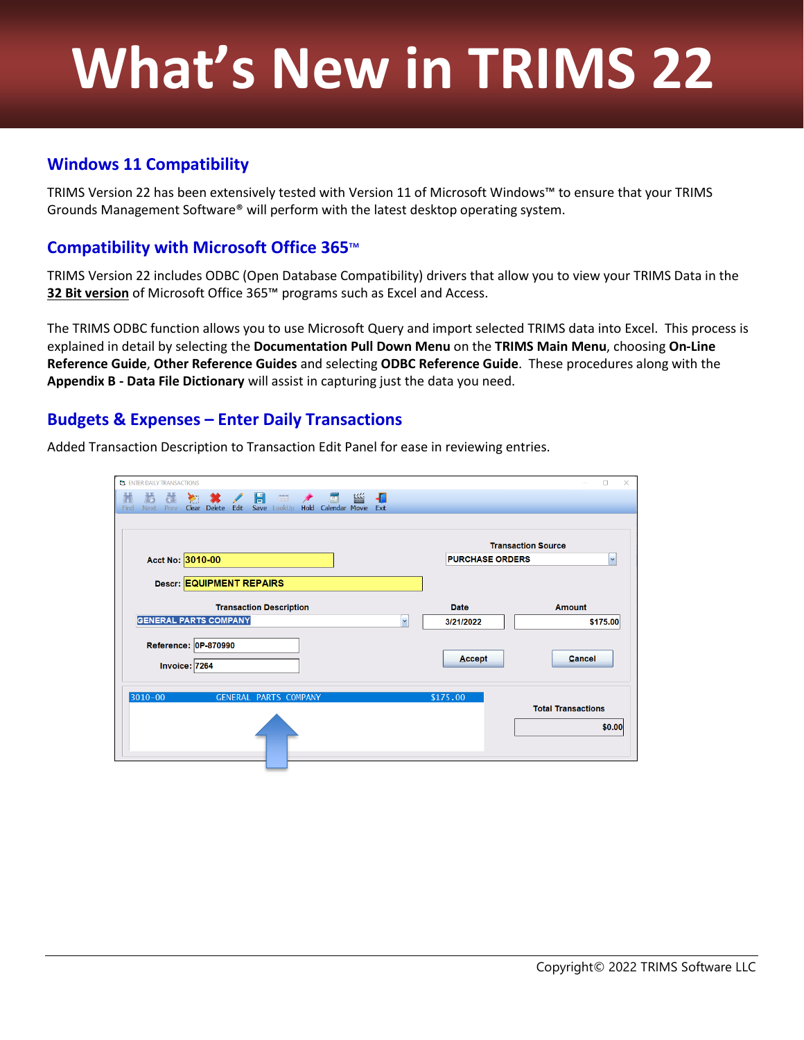# What's New in TRIMS 22

## Windows 11 Compatibility

TRIMS Version 22 has been extensively tested with Version 11 of Microsoft Windows™ to ensure that your TRIMS Grounds Management Software® will perform with the latest desktop operating system.

## Compatibility with Microsoft Office 365™

TRIMS Version 22 includes ODBC (Open Database Compatibility) drivers that allow you to view your TRIMS Data in the **32 Bit version** of Microsoft Office 365™ programs such as Excel and Access.

The TRIMS ODBC function allows you to use Microsoft Query and import selected TRIMS data into Excel. This process is explained in detail by selecting the **Documentation Pull Down Menu** on the **TRIMS Main Menu**, choosing **On-Line Reference Guide**, **Other Reference Guides** and selecting **ODBC Reference Guide**. These procedures along with the **Appendix B - Data File Dictionary** will assist in capturing just the data you need.

## Budgets & Expenses – Enter Daily Transactions

Added Transaction Description to Transaction Edit Panel for ease in reviewing entries.

Copyright© 2022 TRIMS Software LLC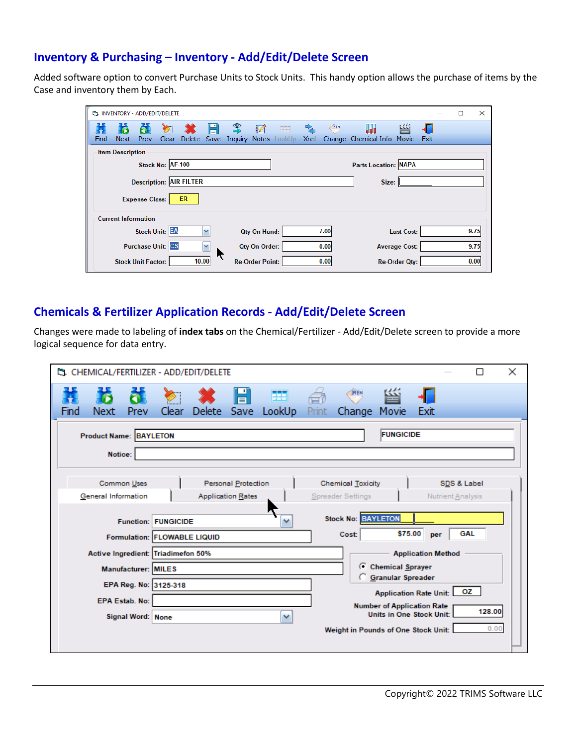## Inventory & Purchasing – Inventory - Add/Edit/Delete Screen

Added software option to convert Purchase Units to Stock Units. This handy option allows the purchase of items by the Case and inventory them by Each.

## Chemicals & Fertilizer Application Records - Add/Edit/Delete Screen

Changes were made to labeling of **index tabs** on the Chemical/Fertilizer - Add/Edit/Delete screen to provide a more logical sequence for data entry.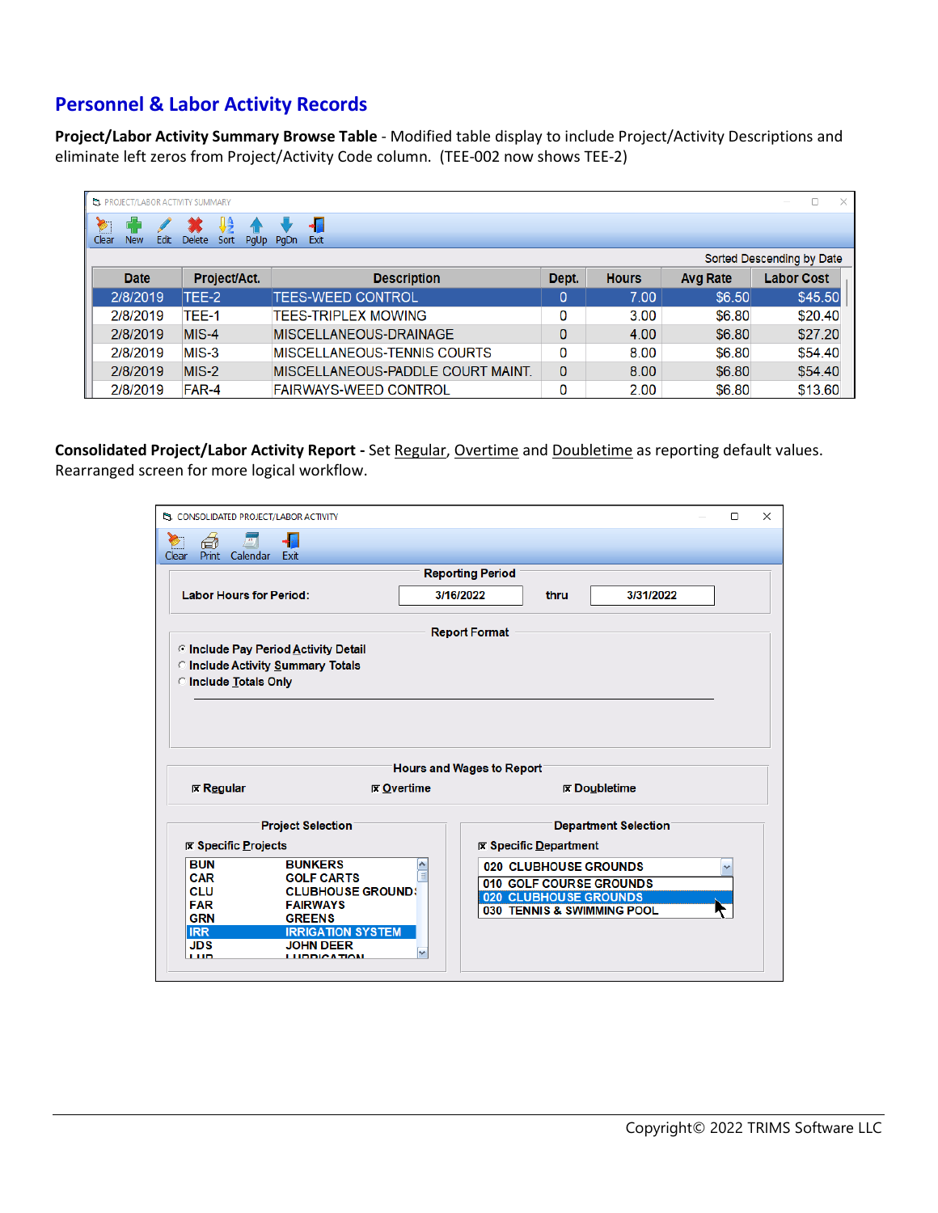## Personnel & Labor Activity Records

**Project/Labor Activity Summary Browse Table** - Modified table display to include Project/Activity Descriptions and eliminate left zeros from Project/Activity Code column. (TEE-002 now shows TEE-2)

PROJECT/LABOR ACTIVITY SUMMARY

Clear New Edit Delete Sort PgUp PgDn Exit

Sorted Descending by Date

| Date | Project/Act. | Description | Dept. | Hours | Avg Rate | Labor Cost |
|---|---|---|---|---|---|---|
| 2/8/2019 | TEE-2 | TEES-WEED CONTROL | 0 | 7.00 | $6.50 | $45.50 |
| 2/8/2019 | TEE-1 | TEES-TRIPLEX MOWING | 0 | 3.00 | $6.80 | $20.40 |
| 2/8/2019 | MIS-4 | MISCELLANEOUS-DRAINAGE | 0 | 4.00 | $6.80 | $27.20 |
| 2/8/2019 | MIS-3 | MISCELLANEOUS-TENNIS COURTS | 0 | 8.00 | $6.80 | $54.40 |
| 2/8/2019 | MIS-2 | MISCELLANEOUS-PADDLE COURT MAINT. | 0 | 8.00 | $6.80 | $54.40 |
| 2/8/2019 | FAR-4 | FAIRWAYS-WEED CONTROL | 0 | 2.00 | $6.80 | $13.60 |

**Consolidated Project/Labor Activity Report -** Set Regular, Overtime and Doubletime as reporting default values. Rearranged screen for more logical workflow.

CONSOLIDATED PROJECT/LABOR ACTIVITY

Clear Print Calendar Exit

Reporting Period

Labor Hours for Period: 3/16/2022 thru 3/31/2022

Report Format

- Include Pay Period Activity Detail
- Include Activity Summary Totals
- Include Totals Only

Hours and Wages to Report

☒ Regular ☒ Overtime ☒ Doubletime

Project Selection

☒ Specific Projects

| | |
|---|---|
| BUN | BUNKERS |
| CAR | GOLF CARTS |
| CLU | CLUBHOUSE GROUNDS |
| FAR | FAIRWAYS |
| GRN | GREENS |
| IRR | IRRIGATION SYSTEM |
| JDS | JOHN DEER |
| LUB | LUBRICATION |

Department Selection

☒ Specific Department

020 CLUBHOUSE GROUNDS

- 010 GOLF COURSE GROUNDS
- 020 CLUBHOUSE GROUNDS
- 030 TENNIS & SWIMMING POOL

Copyright© 2022 TRIMS Software LLC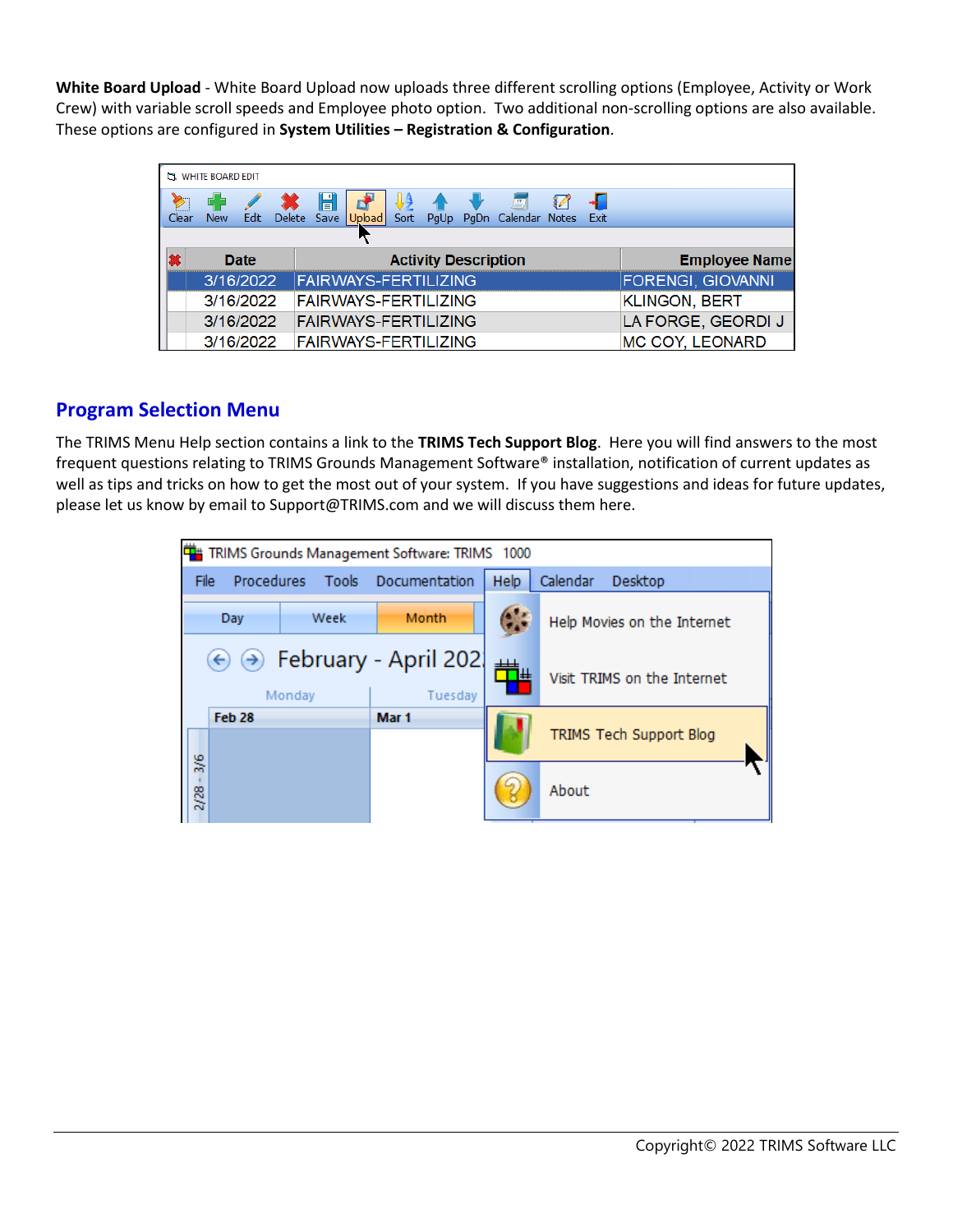**White Board Upload** - White Board Upload now uploads three different scrolling options (Employee, Activity or Work Crew) with variable scroll speeds and Employee photo option. Two additional non-scrolling options are also available. These options are configured in **System Utilities – Registration & Configuration**.

## Program Selection Menu

The TRIMS Menu Help section contains a link to the **TRIMS Tech Support Blog**. Here you will find answers to the most frequent questions relating to TRIMS Grounds Management Software® installation, notification of current updates as well as tips and tricks on how to get the most out of your system. If you have suggestions and ideas for future updates, please let us know by email to Support@TRIMS.com and we will discuss them here.

Copyright© 2022 TRIMS Software LLC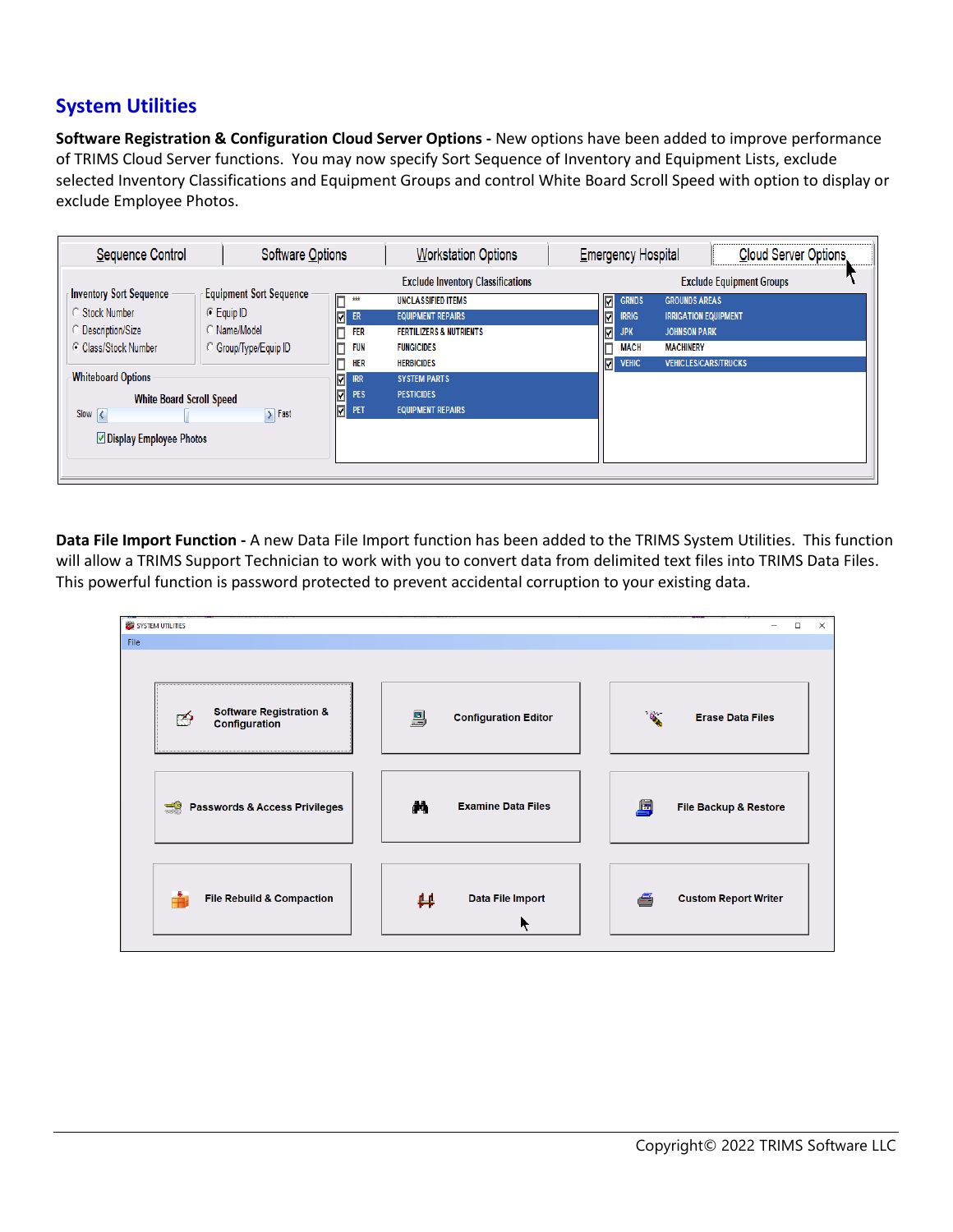## System Utilities

**Software Registration & Configuration Cloud Server Options -** New options have been added to improve performance of TRIMS Cloud Server functions. You may now specify Sort Sequence of Inventory and Equipment Lists, exclude selected Inventory Classifications and Equipment Groups and control White Board Scroll Speed with option to display or exclude Employee Photos.

**Data File Import Function -** A new Data File Import function has been added to the TRIMS System Utilities. This function will allow a TRIMS Support Technician to work with you to convert data from delimited text files into TRIMS Data Files. This powerful function is password protected to prevent accidental corruption to your existing data.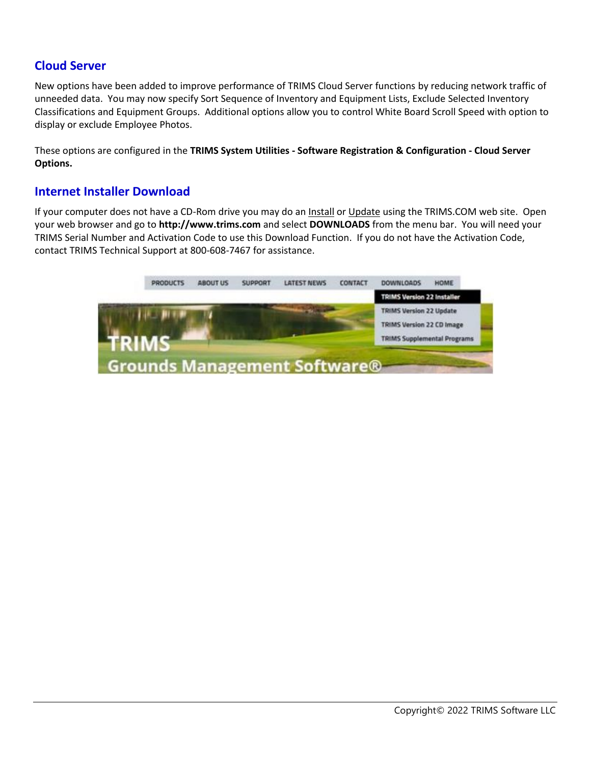## Cloud Server

New options have been added to improve performance of TRIMS Cloud Server functions by reducing network traffic of unneeded data. You may now specify Sort Sequence of Inventory and Equipment Lists, Exclude Selected Inventory Classifications and Equipment Groups. Additional options allow you to control White Board Scroll Speed with option to display or exclude Employee Photos.

These options are configured in the **TRIMS System Utilities - Software Registration & Configuration - Cloud Server Options.**

## Internet Installer Download

If your computer does not have a CD-Rom drive you may do an Install or Update using the TRIMS.COM web site. Open your web browser and go to **http://www.trims.com** and select **DOWNLOADS** from the menu bar. You will need your TRIMS Serial Number and Activation Code to use this Download Function. If you do not have the Activation Code, contact TRIMS Technical Support at 800-608-7467 for assistance.

PRODUCTS ABOUT US SUPPORT LATEST NEWS CONTACT DOWNLOADS HOME

TRIMS Version 22 Installer

TRIMS Version 22 Update

TRIMS Version 22 CD Image

TRIMS Supplemental Programs

TRIMS

Grounds Management Software®